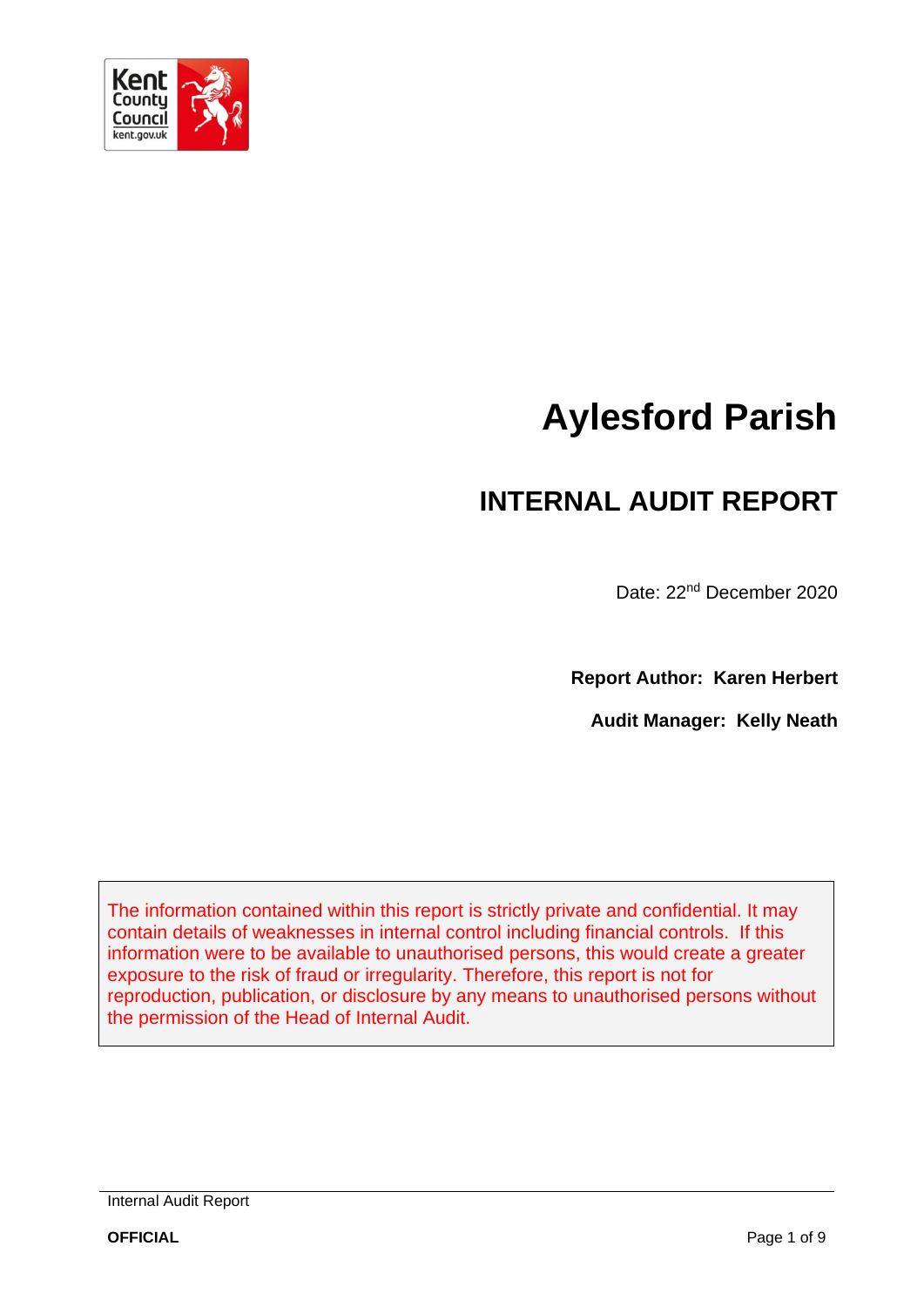# Aylesford Parish

## INTERNAL AUDIT REPORT

Date: 22nd December 2020

**Report Author: Karen Herbert**

**Audit Manager: Kelly Neath**

The information contained within this report is strictly private and confidential. It may contain details of weaknesses in internal control including financial controls. If this information were to be available to unauthorised persons, this would create a greater exposure to the risk of fraud or irregularity. Therefore, this report is not for reproduction, publication, or disclosure by any means to unauthorised persons without the permission of the Head of Internal Audit.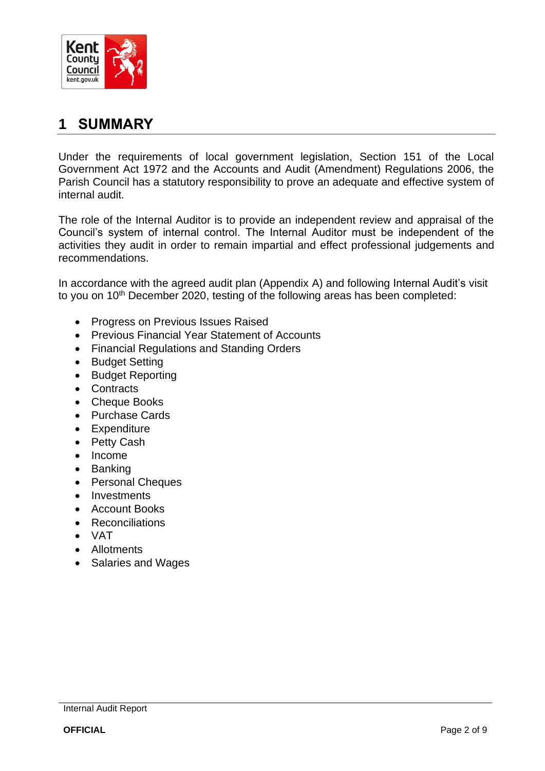# 1 SUMMARY

Under the requirements of local government legislation, Section 151 of the Local Government Act 1972 and the Accounts and Audit (Amendment) Regulations 2006, the Parish Council has a statutory responsibility to prove an adequate and effective system of internal audit.

The role of the Internal Auditor is to provide an independent review and appraisal of the Council's system of internal control. The Internal Auditor must be independent of the activities they audit in order to remain impartial and effect professional judgements and recommendations.

In accordance with the agreed audit plan (Appendix A) and following Internal Audit's visit to you on 10th December 2020, testing of the following areas has been completed:

- Progress on Previous Issues Raised
- Previous Financial Year Statement of Accounts
- Financial Regulations and Standing Orders
- Budget Setting
- Budget Reporting
- Contracts
- Cheque Books
- Purchase Cards
- Expenditure
- Petty Cash
- Income
- Banking
- Personal Cheques
- Investments
- Account Books
- Reconciliations
- VAT
- Allotments
- Salaries and Wages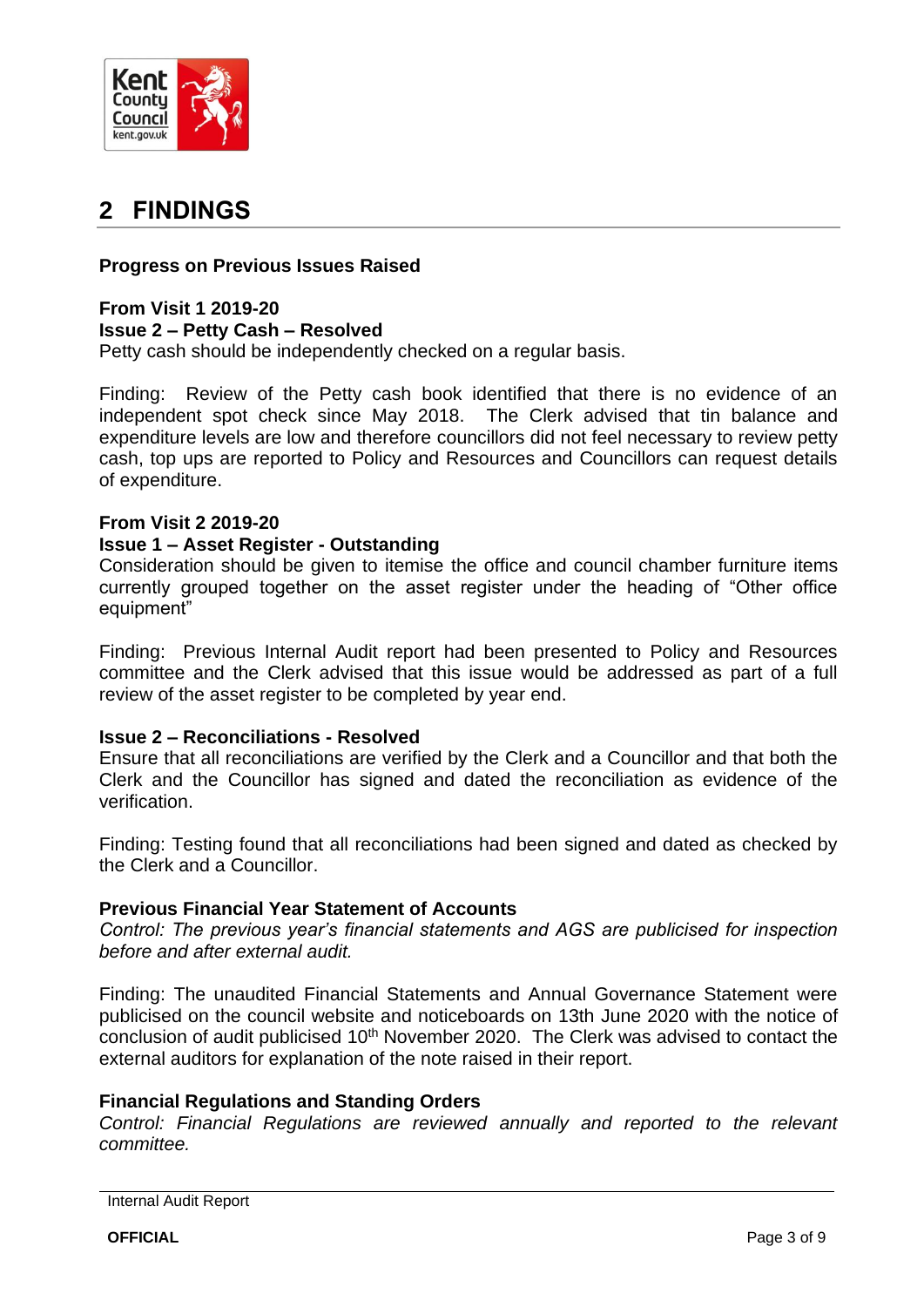## 2 FINDINGS

**Progress on Previous Issues Raised**

**From Visit 1 2019-20**
**Issue 2 – Petty Cash – Resolved**
Petty cash should be independently checked on a regular basis.

Finding: Review of the Petty cash book identified that there is no evidence of an independent spot check since May 2018. The Clerk advised that tin balance and expenditure levels are low and therefore councillors did not feel necessary to review petty cash, top ups are reported to Policy and Resources and Councillors can request details of expenditure.

**From Visit 2 2019-20**
**Issue 1 – Asset Register - Outstanding**
Consideration should be given to itemise the office and council chamber furniture items currently grouped together on the asset register under the heading of "Other office equipment"

Finding: Previous Internal Audit report had been presented to Policy and Resources committee and the Clerk advised that this issue would be addressed as part of a full review of the asset register to be completed by year end.

**Issue 2 – Reconciliations - Resolved**
Ensure that all reconciliations are verified by the Clerk and a Councillor and that both the Clerk and the Councillor has signed and dated the reconciliation as evidence of the verification.

Finding: Testing found that all reconciliations had been signed and dated as checked by the Clerk and a Councillor.

**Previous Financial Year Statement of Accounts**
*Control: The previous year's financial statements and AGS are publicised for inspection before and after external audit.*

Finding: The unaudited Financial Statements and Annual Governance Statement were publicised on the council website and noticeboards on 13th June 2020 with the notice of conclusion of audit publicised 10th November 2020. The Clerk was advised to contact the external auditors for explanation of the note raised in their report.

**Financial Regulations and Standing Orders**
*Control: Financial Regulations are reviewed annually and reported to the relevant committee.*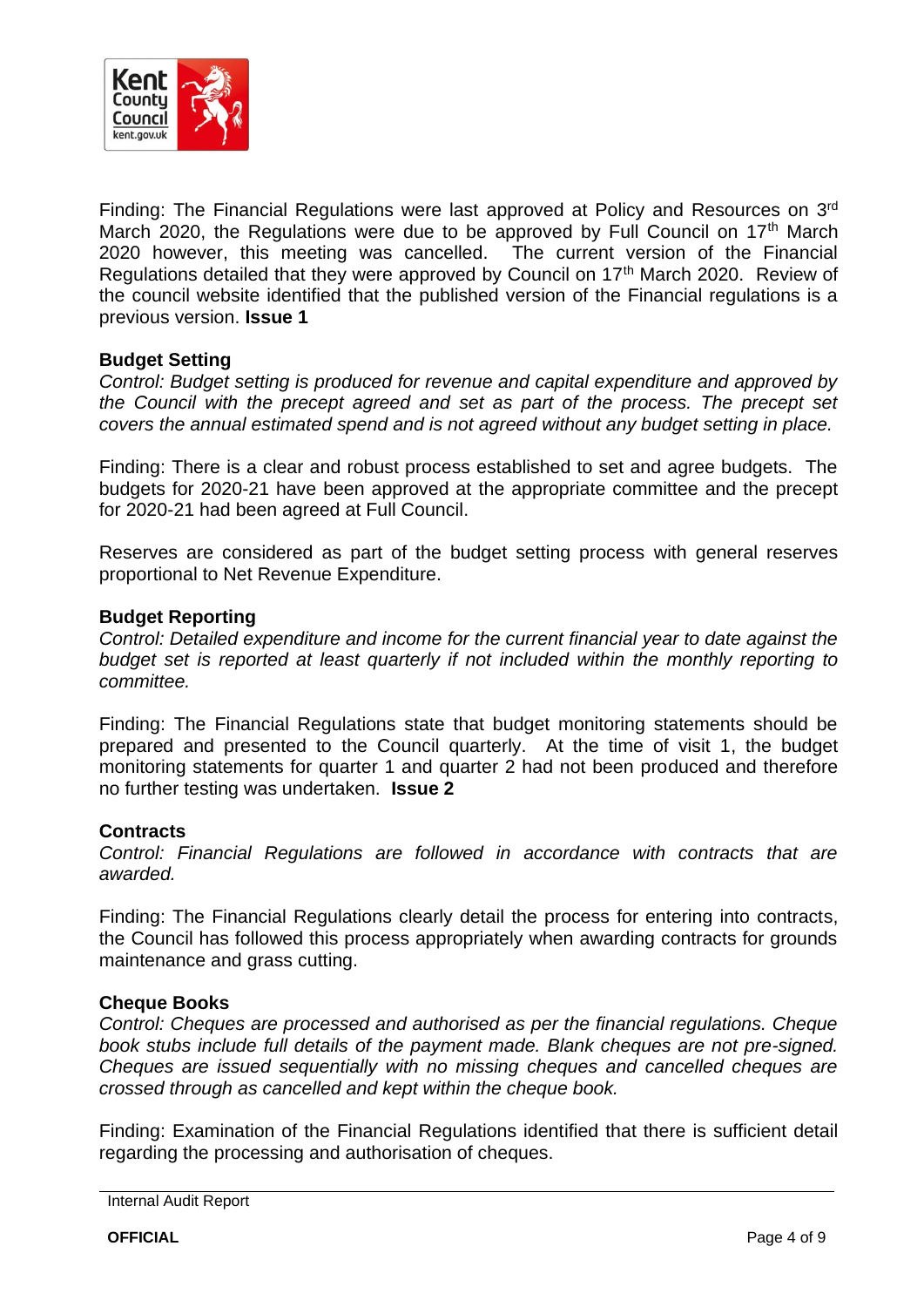Finding: The Financial Regulations were last approved at Policy and Resources on 3rd March 2020, the Regulations were due to be approved by Full Council on 17th March 2020 however, this meeting was cancelled. The current version of the Financial Regulations detailed that they were approved by Council on 17th March 2020. Review of the council website identified that the published version of the Financial regulations is a previous version. **Issue 1**

**Budget Setting**

*Control: Budget setting is produced for revenue and capital expenditure and approved by the Council with the precept agreed and set as part of the process. The precept set covers the annual estimated spend and is not agreed without any budget setting in place.*

Finding: There is a clear and robust process established to set and agree budgets. The budgets for 2020-21 have been approved at the appropriate committee and the precept for 2020-21 had been agreed at Full Council.

Reserves are considered as part of the budget setting process with general reserves proportional to Net Revenue Expenditure.

**Budget Reporting**

*Control: Detailed expenditure and income for the current financial year to date against the budget set is reported at least quarterly if not included within the monthly reporting to committee.*

Finding: The Financial Regulations state that budget monitoring statements should be prepared and presented to the Council quarterly. At the time of visit 1, the budget monitoring statements for quarter 1 and quarter 2 had not been produced and therefore no further testing was undertaken. **Issue 2**

**Contracts**

*Control: Financial Regulations are followed in accordance with contracts that are awarded.*

Finding: The Financial Regulations clearly detail the process for entering into contracts, the Council has followed this process appropriately when awarding contracts for grounds maintenance and grass cutting.

**Cheque Books**

*Control: Cheques are processed and authorised as per the financial regulations. Cheque book stubs include full details of the payment made. Blank cheques are not pre-signed. Cheques are issued sequentially with no missing cheques and cancelled cheques are crossed through as cancelled and kept within the cheque book.*

Finding: Examination of the Financial Regulations identified that there is sufficient detail regarding the processing and authorisation of cheques.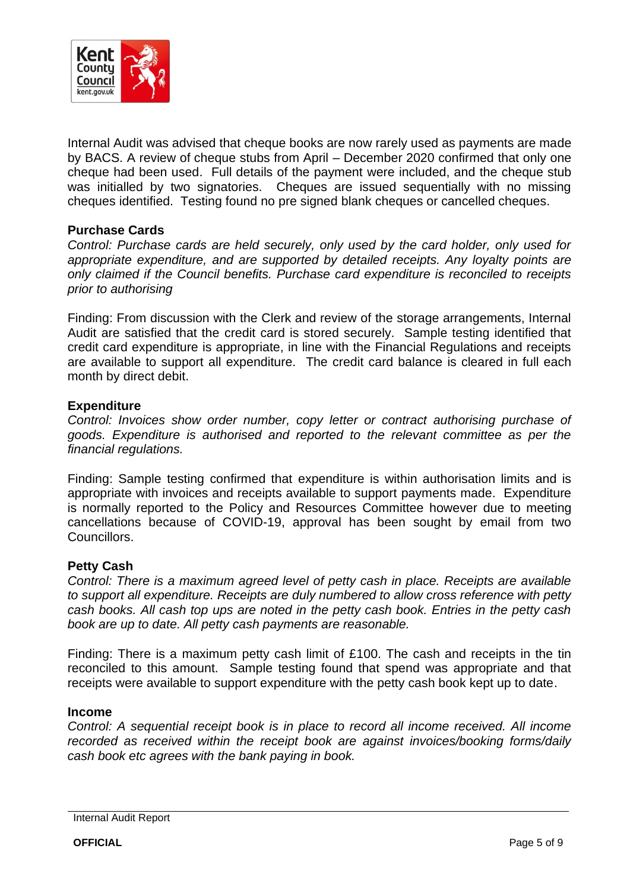Internal Audit was advised that cheque books are now rarely used as payments are made by BACS. A review of cheque stubs from April – December 2020 confirmed that only one cheque had been used. Full details of the payment were included, and the cheque stub was initialled by two signatories. Cheques are issued sequentially with no missing cheques identified. Testing found no pre signed blank cheques or cancelled cheques.

**Purchase Cards**

*Control: Purchase cards are held securely, only used by the card holder, only used for appropriate expenditure, and are supported by detailed receipts. Any loyalty points are only claimed if the Council benefits. Purchase card expenditure is reconciled to receipts prior to authorising*

Finding: From discussion with the Clerk and review of the storage arrangements, Internal Audit are satisfied that the credit card is stored securely. Sample testing identified that credit card expenditure is appropriate, in line with the Financial Regulations and receipts are available to support all expenditure. The credit card balance is cleared in full each month by direct debit.

**Expenditure**

*Control: Invoices show order number, copy letter or contract authorising purchase of goods. Expenditure is authorised and reported to the relevant committee as per the financial regulations.*

Finding: Sample testing confirmed that expenditure is within authorisation limits and is appropriate with invoices and receipts available to support payments made. Expenditure is normally reported to the Policy and Resources Committee however due to meeting cancellations because of COVID-19, approval has been sought by email from two Councillors.

**Petty Cash**

*Control: There is a maximum agreed level of petty cash in place. Receipts are available to support all expenditure. Receipts are duly numbered to allow cross reference with petty cash books. All cash top ups are noted in the petty cash book. Entries in the petty cash book are up to date. All petty cash payments are reasonable.*

Finding: There is a maximum petty cash limit of £100. The cash and receipts in the tin reconciled to this amount. Sample testing found that spend was appropriate and that receipts were available to support expenditure with the petty cash book kept up to date.

**Income**

*Control: A sequential receipt book is in place to record all income received. All income recorded as received within the receipt book are against invoices/booking forms/daily cash book etc agrees with the bank paying in book.*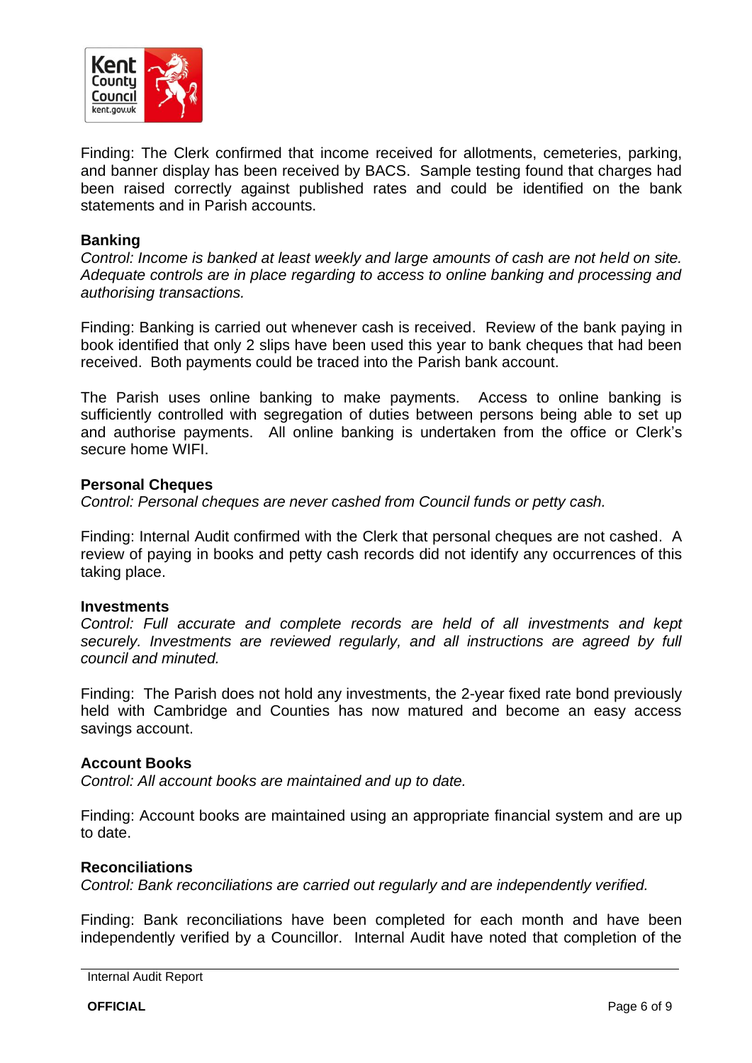Finding: The Clerk confirmed that income received for allotments, cemeteries, parking, and banner display has been received by BACS. Sample testing found that charges had been raised correctly against published rates and could be identified on the bank statements and in Parish accounts.

**Banking**

*Control: Income is banked at least weekly and large amounts of cash are not held on site. Adequate controls are in place regarding to access to online banking and processing and authorising transactions.*

Finding: Banking is carried out whenever cash is received. Review of the bank paying in book identified that only 2 slips have been used this year to bank cheques that had been received. Both payments could be traced into the Parish bank account.

The Parish uses online banking to make payments. Access to online banking is sufficiently controlled with segregation of duties between persons being able to set up and authorise payments. All online banking is undertaken from the office or Clerk's secure home WIFI.

**Personal Cheques**

*Control: Personal cheques are never cashed from Council funds or petty cash.*

Finding: Internal Audit confirmed with the Clerk that personal cheques are not cashed. A review of paying in books and petty cash records did not identify any occurrences of this taking place.

**Investments**

*Control: Full accurate and complete records are held of all investments and kept securely. Investments are reviewed regularly, and all instructions are agreed by full council and minuted.*

Finding: The Parish does not hold any investments, the 2-year fixed rate bond previously held with Cambridge and Counties has now matured and become an easy access savings account.

**Account Books**

*Control: All account books are maintained and up to date.*

Finding: Account books are maintained using an appropriate financial system and are up to date.

**Reconciliations**

*Control: Bank reconciliations are carried out regularly and are independently verified.*

Finding: Bank reconciliations have been completed for each month and have been independently verified by a Councillor. Internal Audit have noted that completion of the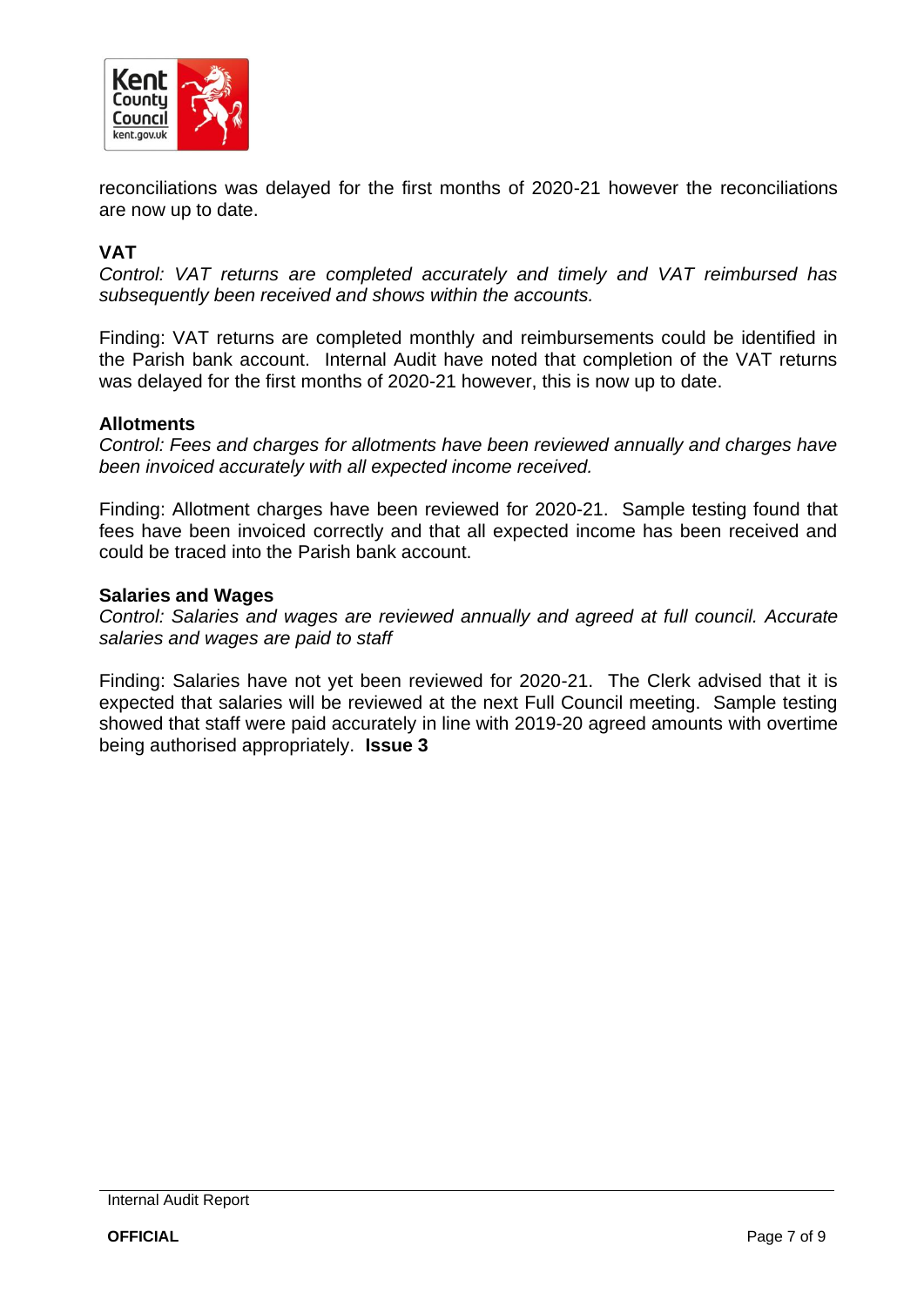reconciliations was delayed for the first months of 2020-21 however the reconciliations are now up to date.

**VAT**

*Control: VAT returns are completed accurately and timely and VAT reimbursed has subsequently been received and shows within the accounts.*

Finding: VAT returns are completed monthly and reimbursements could be identified in the Parish bank account. Internal Audit have noted that completion of the VAT returns was delayed for the first months of 2020-21 however, this is now up to date.

**Allotments**

*Control: Fees and charges for allotments have been reviewed annually and charges have been invoiced accurately with all expected income received.*

Finding: Allotment charges have been reviewed for 2020-21. Sample testing found that fees have been invoiced correctly and that all expected income has been received and could be traced into the Parish bank account.

**Salaries and Wages**

*Control: Salaries and wages are reviewed annually and agreed at full council. Accurate salaries and wages are paid to staff*

Finding: Salaries have not yet been reviewed for 2020-21. The Clerk advised that it is expected that salaries will be reviewed at the next Full Council meeting. Sample testing showed that staff were paid accurately in line with 2019-20 agreed amounts with overtime being authorised appropriately. **Issue 3**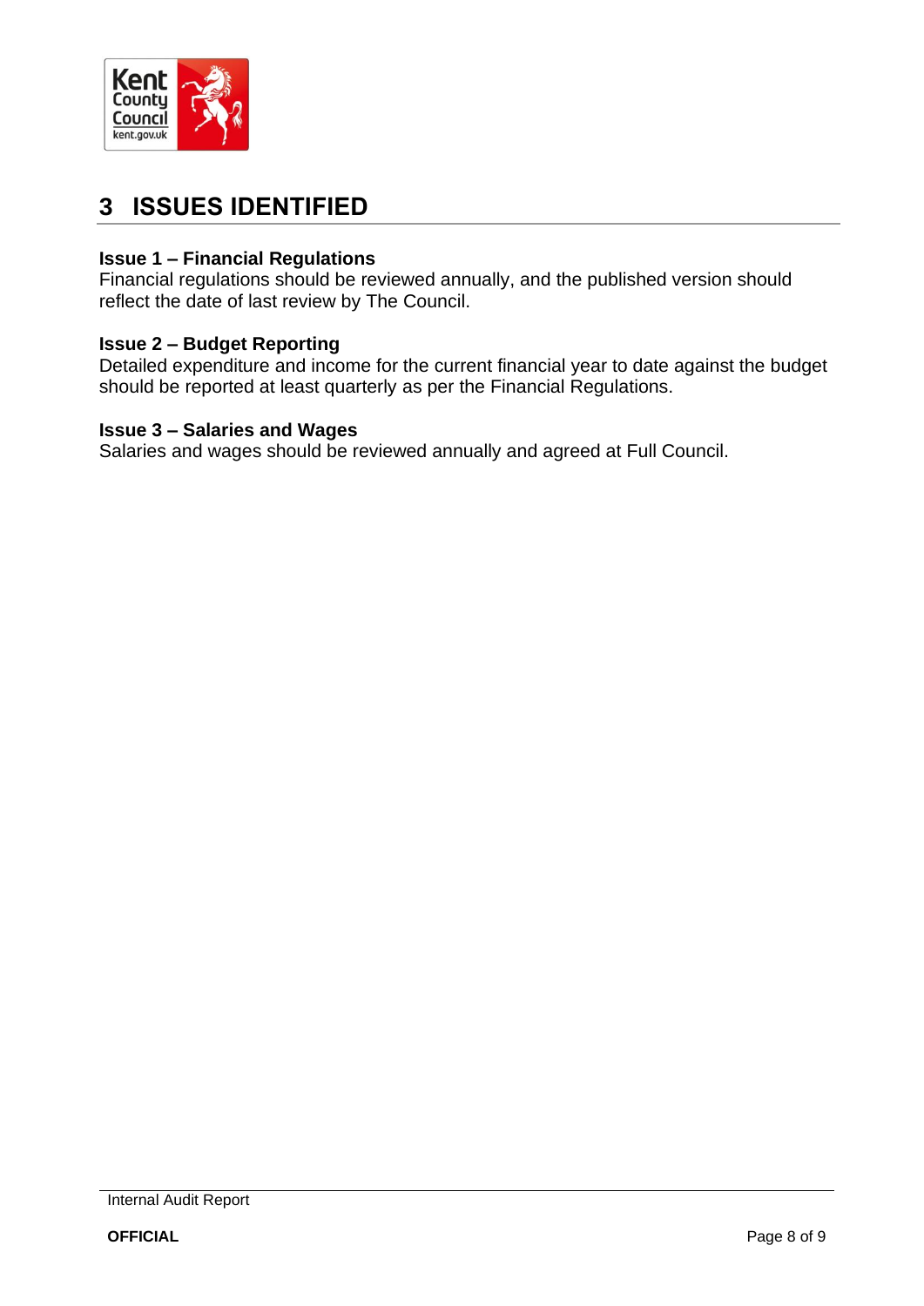# 3 ISSUES IDENTIFIED

**Issue 1 – Financial Regulations**
Financial regulations should be reviewed annually, and the published version should reflect the date of last review by The Council.

**Issue 2 – Budget Reporting**
Detailed expenditure and income for the current financial year to date against the budget should be reported at least quarterly as per the Financial Regulations.

**Issue 3 – Salaries and Wages**
Salaries and wages should be reviewed annually and agreed at Full Council.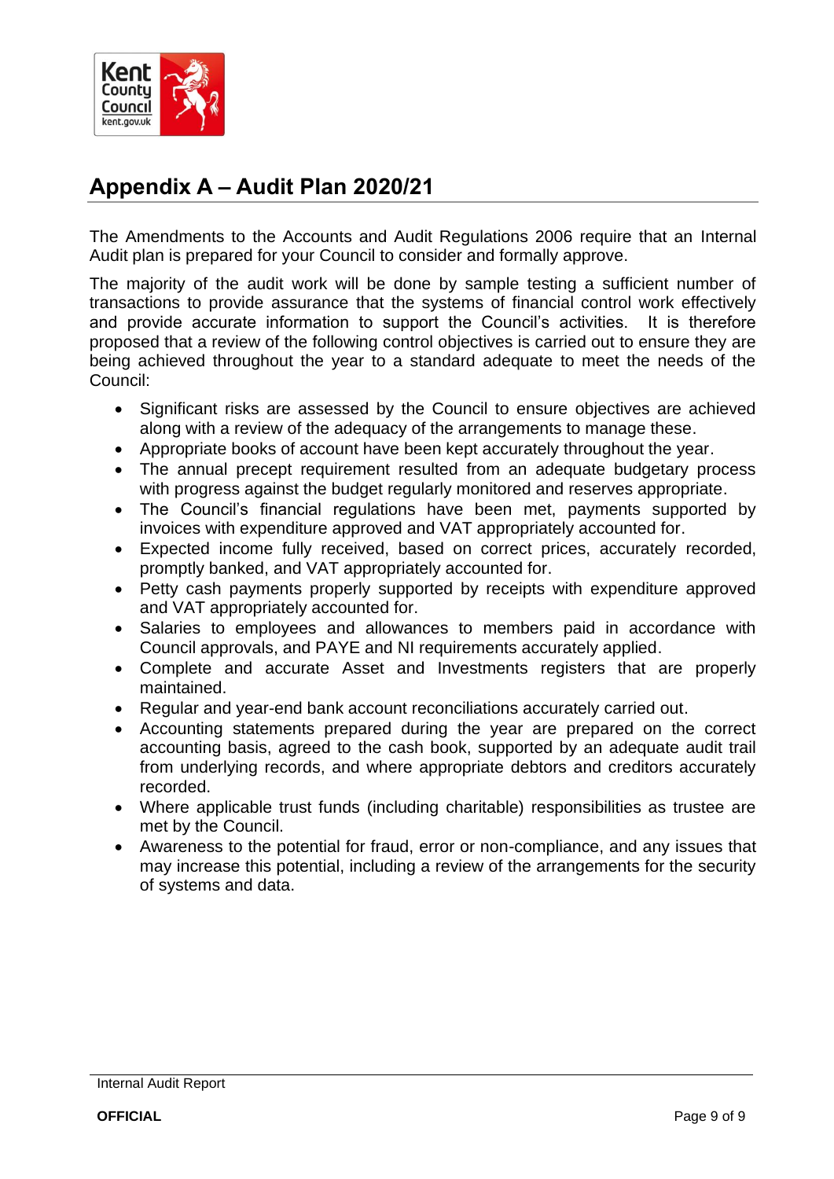# Appendix A – Audit Plan 2020/21

The Amendments to the Accounts and Audit Regulations 2006 require that an Internal Audit plan is prepared for your Council to consider and formally approve.

The majority of the audit work will be done by sample testing a sufficient number of transactions to provide assurance that the systems of financial control work effectively and provide accurate information to support the Council's activities. It is therefore proposed that a review of the following control objectives is carried out to ensure they are being achieved throughout the year to a standard adequate to meet the needs of the Council:

- Significant risks are assessed by the Council to ensure objectives are achieved along with a review of the adequacy of the arrangements to manage these.
- Appropriate books of account have been kept accurately throughout the year.
- The annual precept requirement resulted from an adequate budgetary process with progress against the budget regularly monitored and reserves appropriate.
- The Council's financial regulations have been met, payments supported by invoices with expenditure approved and VAT appropriately accounted for.
- Expected income fully received, based on correct prices, accurately recorded, promptly banked, and VAT appropriately accounted for.
- Petty cash payments properly supported by receipts with expenditure approved and VAT appropriately accounted for.
- Salaries to employees and allowances to members paid in accordance with Council approvals, and PAYE and NI requirements accurately applied.
- Complete and accurate Asset and Investments registers that are properly maintained.
- Regular and year-end bank account reconciliations accurately carried out.
- Accounting statements prepared during the year are prepared on the correct accounting basis, agreed to the cash book, supported by an adequate audit trail from underlying records, and where appropriate debtors and creditors accurately recorded.
- Where applicable trust funds (including charitable) responsibilities as trustee are met by the Council.
- Awareness to the potential for fraud, error or non-compliance, and any issues that may increase this potential, including a review of the arrangements for the security of systems and data.